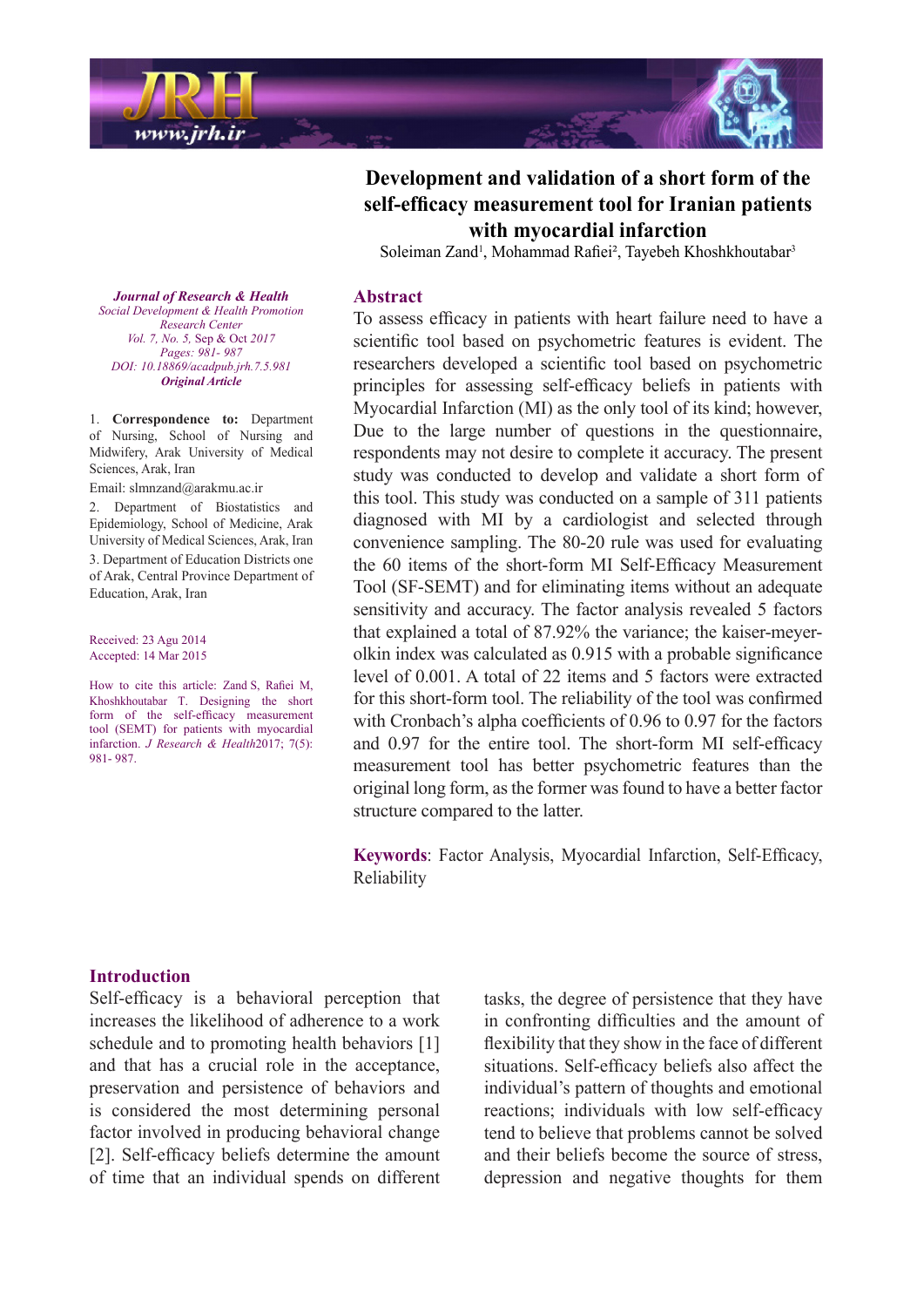# Development and validation of a short form of the self-efficacy measurement tool for Iranian patients with myocardial infarction

Soleiman Zand[1], Mohammad Rafiei[2], Tayebeh Khoshkhoutabar[3]

*Journal of Research & Health*
*Social Development & Health Promotion Research Center*
*Vol. 7, No. 5,* Sep & Oct *2017*
*Pages: 981- 987*
*DOI: 10.18869/acadpub.jrh.7.5.981*
***Original Article***

1. **Correspondence to:** Department of Nursing, School of Nursing and Midwifery, Arak University of Medical Sciences, Arak, Iran

Email: slmnzand@arakmu.ac.ir

2. Department of Biostatistics and Epidemiology, School of Medicine, Arak University of Medical Sciences, Arak, Iran

3. Department of Education Districts one of Arak, Central Province Department of Education, Arak, Iran

Received: 23 Agu 2014
Accepted: 14 Mar 2015

How to cite this article: Zand S, Rafiei M, Khoshkhoutabar T. Designing the short form of the self-efficacy measurement tool (SEMT) for patients with myocardial infarction. *J Research & Health*2017; 7(5): 981- 987.

## Abstract

To assess efficacy in patients with heart failure need to have a scientific tool based on psychometric features is evident. The researchers developed a scientific tool based on psychometric principles for assessing self-efficacy beliefs in patients with Myocardial Infarction (MI) as the only tool of its kind; however, Due to the large number of questions in the questionnaire, respondents may not desire to complete it accuracy. The present study was conducted to develop and validate a short form of this tool. This study was conducted on a sample of 311 patients diagnosed with MI by a cardiologist and selected through convenience sampling. The 80-20 rule was used for evaluating the 60 items of the short-form MI Self-Efficacy Measurement Tool (SF-SEMT) and for eliminating items without an adequate sensitivity and accuracy. The factor analysis revealed 5 factors that explained a total of 87.92% the variance; the kaiser-meyer-olkin index was calculated as 0.915 with a probable significance level of 0.001. A total of 22 items and 5 factors were extracted for this short-form tool. The reliability of the tool was confirmed with Cronbach's alpha coefficients of 0.96 to 0.97 for the factors and 0.97 for the entire tool. The short-form MI self-efficacy measurement tool has better psychometric features than the original long form, as the former was found to have a better factor structure compared to the latter.

**Keywords**: Factor Analysis, Myocardial Infarction, Self-Efficacy, Reliability

## Introduction

Self-efficacy is a behavioral perception that increases the likelihood of adherence to a work schedule and to promoting health behaviors [1] and that has a crucial role in the acceptance, preservation and persistence of behaviors and is considered the most determining personal factor involved in producing behavioral change [2]. Self-efficacy beliefs determine the amount of time that an individual spends on different tasks, the degree of persistence that they have in confronting difficulties and the amount of flexibility that they show in the face of different situations. Self-efficacy beliefs also affect the individual's pattern of thoughts and emotional reactions; individuals with low self-efficacy tend to believe that problems cannot be solved and their beliefs become the source of stress, depression and negative thoughts for them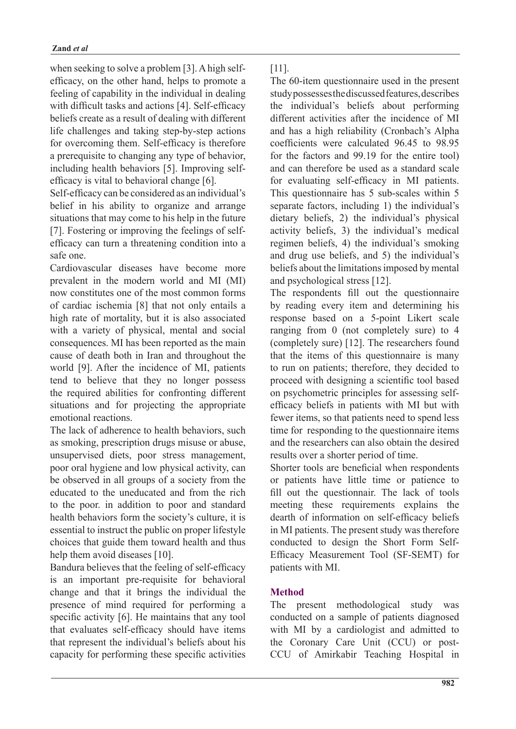when seeking to solve a problem [3]. A high self-efficacy, on the other hand, helps to promote a feeling of capability in the individual in dealing with difficult tasks and actions [4]. Self-efficacy beliefs create as a result of dealing with different life challenges and taking step-by-step actions for overcoming them. Self-efficacy is therefore a prerequisite to changing any type of behavior, including health behaviors [5]. Improving self-efficacy is vital to behavioral change [6].

Self-efficacy can be considered as an individual's belief in his ability to organize and arrange situations that may come to his help in the future [7]. Fostering or improving the feelings of self-efficacy can turn a threatening condition into a safe one.

Cardiovascular diseases have become more prevalent in the modern world and MI (MI) now constitutes one of the most common forms of cardiac ischemia [8] that not only entails a high rate of mortality, but it is also associated with a variety of physical, mental and social consequences. MI has been reported as the main cause of death both in Iran and throughout the world [9]. After the incidence of MI, patients tend to believe that they no longer possess the required abilities for confronting different situations and for projecting the appropriate emotional reactions.

The lack of adherence to health behaviors, such as smoking, prescription drugs misuse or abuse, unsupervised diets, poor stress management, poor oral hygiene and low physical activity, can be observed in all groups of a society from the educated to the uneducated and from the rich to the poor. in addition to poor and standard health behaviors form the society's culture, it is essential to instruct the public on proper lifestyle choices that guide them toward health and thus help them avoid diseases [10].

Bandura believes that the feeling of self-efficacy is an important pre-requisite for behavioral change and that it brings the individual the presence of mind required for performing a specific activity [6]. He maintains that any tool that evaluates self-efficacy should have items that represent the individual's beliefs about his capacity for performing these specific activities [11].

The 60-item questionnaire used in the present study possesses the discussed features, describes the individual's beliefs about performing different activities after the incidence of MI and has a high reliability (Cronbach's Alpha coefficients were calculated 96.45 to 98.95 for the factors and 99.19 for the entire tool) and can therefore be used as a standard scale for evaluating self-efficacy in MI patients. This questionnaire has 5 sub-scales within 5 separate factors, including 1) the individual's dietary beliefs, 2) the individual's physical activity beliefs, 3) the individual's medical regimen beliefs, 4) the individual's smoking and drug use beliefs, and 5) the individual's beliefs about the limitations imposed by mental and psychological stress [12].

The respondents fill out the questionnaire by reading every item and determining his response based on a 5-point Likert scale ranging from 0 (not completely sure) to 4 (completely sure) [12]. The researchers found that the items of this questionnaire is many to run on patients; therefore, they decided to proceed with designing a scientific tool based on psychometric principles for assessing self-efficacy beliefs in patients with MI but with fewer items, so that patients need to spend less time for responding to the questionnaire items and the researchers can also obtain the desired results over a shorter period of time.

Shorter tools are beneficial when respondents or patients have little time or patience to fill out the questionnair. The lack of tools meeting these requirements explains the dearth of information on self-efficacy beliefs in MI patients. The present study was therefore conducted to design the Short Form Self-Efficacy Measurement Tool (SF-SEMT) for patients with MI.

## Method

The present methodological study was conducted on a sample of patients diagnosed with MI by a cardiologist and admitted to the Coronary Care Unit (CCU) or post-CCU of Amirkabir Teaching Hospital in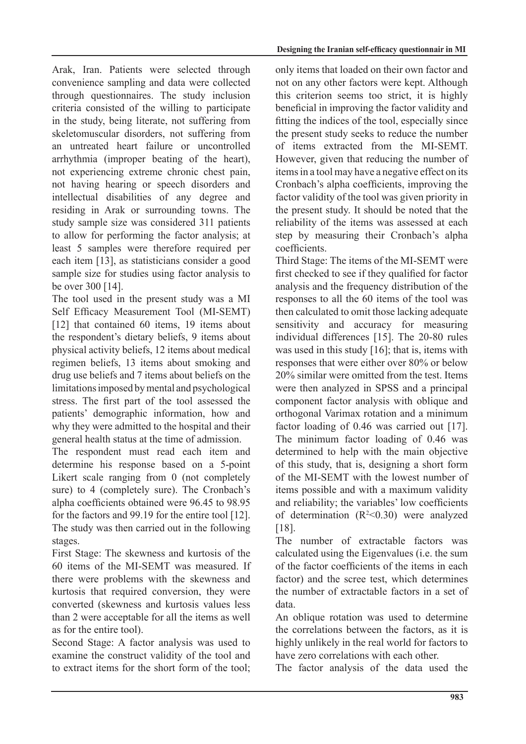Arak, Iran. Patients were selected through convenience sampling and data were collected through questionnaires. The study inclusion criteria consisted of the willing to participate in the study, being literate, not suffering from skeletomuscular disorders, not suffering from an untreated heart failure or uncontrolled arrhythmia (improper beating of the heart), not experiencing extreme chronic chest pain, not having hearing or speech disorders and intellectual disabilities of any degree and residing in Arak or surrounding towns. The study sample size was considered 311 patients to allow for performing the factor analysis; at least 5 samples were therefore required per each item [13], as statisticians consider a good sample size for studies using factor analysis to be over 300 [14].

The tool used in the present study was a MI Self Efficacy Measurement Tool (MI-SEMT) [12] that contained 60 items, 19 items about the respondent's dietary beliefs, 9 items about physical activity beliefs, 12 items about medical regimen beliefs, 13 items about smoking and drug use beliefs and 7 items about beliefs on the limitations imposed by mental and psychological stress. The first part of the tool assessed the patients' demographic information, how and why they were admitted to the hospital and their general health status at the time of admission.

The respondent must read each item and determine his response based on a 5-point Likert scale ranging from 0 (not completely sure) to 4 (completely sure). The Cronbach's alpha coefficients obtained were 96.45 to 98.95 for the factors and 99.19 for the entire tool [12]. The study was then carried out in the following stages.

First Stage: The skewness and kurtosis of the 60 items of the MI-SEMT was measured. If there were problems with the skewness and kurtosis that required conversion, they were converted (skewness and kurtosis values less than 2 were acceptable for all the items as well as for the entire tool).

Second Stage: A factor analysis was used to examine the construct validity of the tool and to extract items for the short form of the tool; only items that loaded on their own factor and not on any other factors were kept. Although this criterion seems too strict, it is highly beneficial in improving the factor validity and fitting the indices of the tool, especially since the present study seeks to reduce the number of items extracted from the MI-SEMT. However, given that reducing the number of items in a tool may have a negative effect on its Cronbach's alpha coefficients, improving the factor validity of the tool was given priority in the present study. It should be noted that the reliability of the items was assessed at each step by measuring their Cronbach's alpha coefficients.

Third Stage: The items of the MI-SEMT were first checked to see if they qualified for factor analysis and the frequency distribution of the responses to all the 60 items of the tool was then calculated to omit those lacking adequate sensitivity and accuracy for measuring individual differences [15]. The 20-80 rules was used in this study [16]; that is, items with responses that were either over 80% or below 20% similar were omitted from the test. Items were then analyzed in SPSS and a principal component factor analysis with oblique and orthogonal Varimax rotation and a minimum factor loading of 0.46 was carried out [17]. The minimum factor loading of 0.46 was determined to help with the main objective of this study, that is, designing a short form of the MI-SEMT with the lowest number of items possible and with a maximum validity and reliability; the variables' low coefficients of determination ($R^2<0.30$) were analyzed [18].

The number of extractable factors was calculated using the Eigenvalues (i.e. the sum of the factor coefficients of the items in each factor) and the scree test, which determines the number of extractable factors in a set of data.

An oblique rotation was used to determine the correlations between the factors, as it is highly unlikely in the real world for factors to have zero correlations with each other.

The factor analysis of the data used the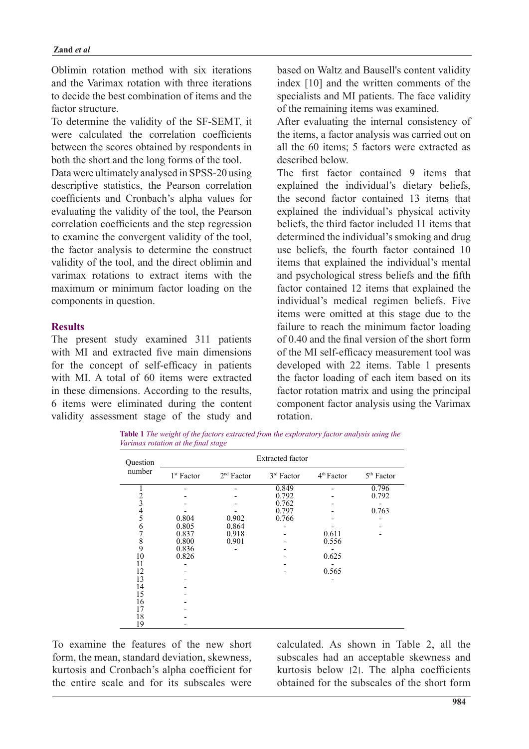Oblimin rotation method with six iterations and the Varimax rotation with three iterations to decide the best combination of items and the factor structure.

To determine the validity of the SF-SEMT, it were calculated the correlation coefficients between the scores obtained by respondents in both the short and the long forms of the tool.

Data were ultimately analysed in SPSS-20 using descriptive statistics, the Pearson correlation coefficients and Cronbach's alpha values for evaluating the validity of the tool, the Pearson correlation coefficients and the step regression to examine the convergent validity of the tool, the factor analysis to determine the construct validity of the tool, and the direct oblimin and varimax rotations to extract items with the maximum or minimum factor loading on the components in question.

## Results

The present study examined 311 patients with MI and extracted five main dimensions for the concept of self-efficacy in patients with MI. A total of 60 items were extracted in these dimensions. According to the results, 6 items were eliminated during the content validity assessment stage of the study and based on Waltz and Bausell's content validity index [10] and the written comments of the specialists and MI patients. The face validity of the remaining items was examined.

After evaluating the internal consistency of the items, a factor analysis was carried out on all the 60 items; 5 factors were extracted as described below.

The first factor contained 9 items that explained the individual's dietary beliefs, the second factor contained 13 items that explained the individual's physical activity beliefs, the third factor included 11 items that determined the individual's smoking and drug use beliefs, the fourth factor contained 10 items that explained the individual's mental and psychological stress beliefs and the fifth factor contained 12 items that explained the individual's medical regimen beliefs. Five items were omitted at this stage due to the failure to reach the minimum factor loading of 0.40 and the final version of the short form of the MI self-efficacy measurement tool was developed with 22 items. Table 1 presents the factor loading of each item based on its factor rotation matrix and using the principal component factor analysis using the Varimax rotation.

**Table 1** *The weight of the factors extracted from the exploratory factor analysis using the Varimax rotation at the final stage*

| Question number | Extracted factor | | | | |
|---|---|---|---|---|---|
| | 1st Factor | 2nd Factor | 3rd Factor | 4th Factor | 5th Factor |
| 1 | - | - | 0.849 | - | 0.796 |
| 2 | - | - | 0.792 | - | 0.792 |
| 3 | - | - | 0.762 | - | - |
| 4 | - | - | 0.797 | - | 0.763 |
| 5 | 0.804 | 0.902 | 0.766 | - | - |
| 6 | 0.805 | 0.864 | - | - | - |
| 7 | 0.837 | 0.918 | - | 0.611 | - |
| 8 | 0.800 | 0.901 | - | 0.556 | |
| 9 | 0.836 | - | - | - | |
| 10 | 0.826 | | - | 0.625 | |
| 11 | - | | - | - | |
| 12 | - | | - | 0.565 | |
| 13 | - | | | - | |
| 14 | - | | | | |
| 15 | - | | | | |
| 16 | - | | | | |
| 17 | - | | | | |
| 18 | - | | | | |
| 19 | - | | | | |

To examine the features of the new short form, the mean, standard deviation, skewness, kurtosis and Cronbach's alpha coefficient for the entire scale and for its subscales were calculated. As shown in Table 2, all the subscales had an acceptable skewness and kurtosis below |2|. The alpha coefficients obtained for the subscales of the short form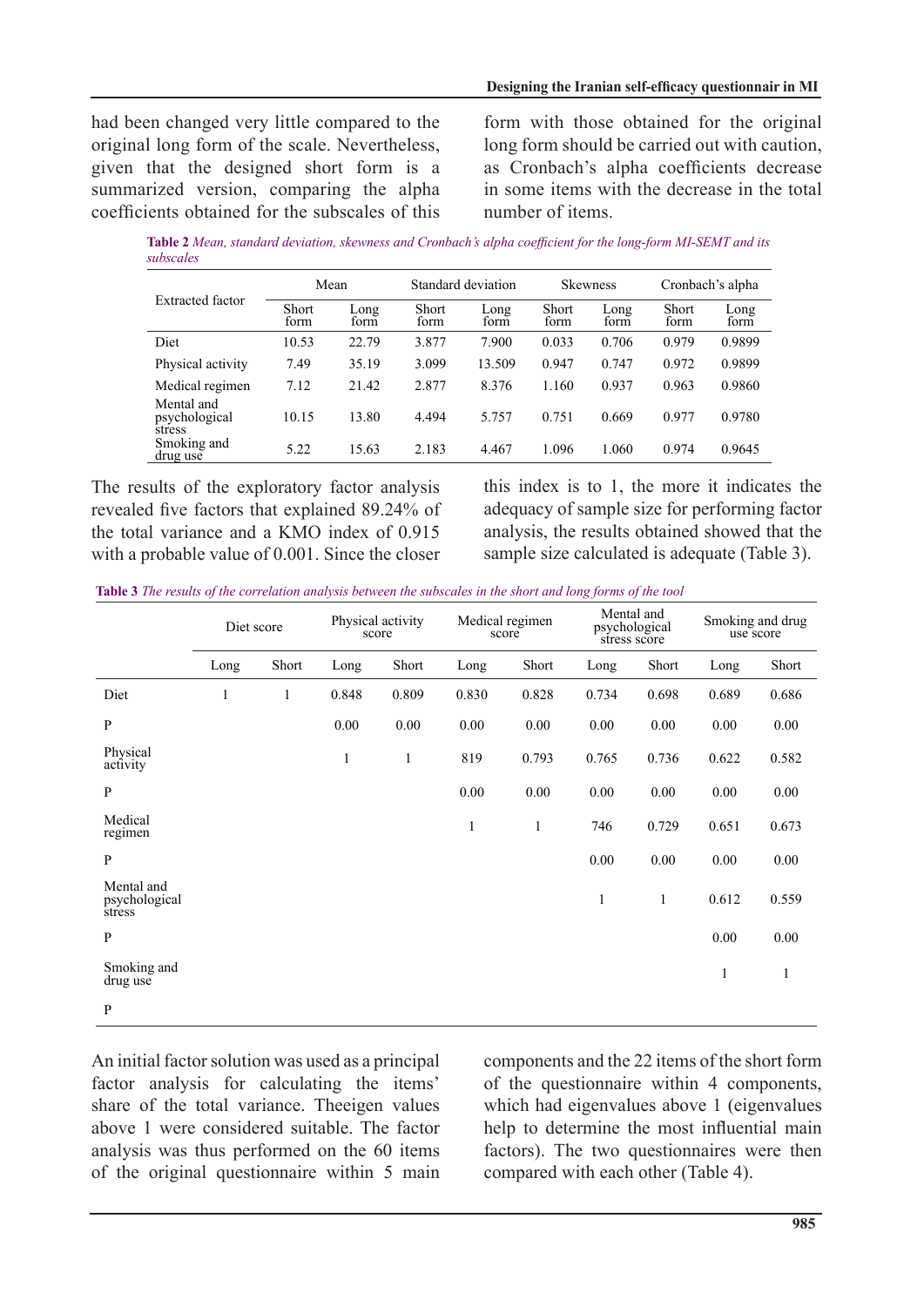had been changed very little compared to the original long form of the scale. Nevertheless, given that the designed short form is a summarized version, comparing the alpha coefficients obtained for the subscales of this form with those obtained for the original long form should be carried out with caution, as Cronbach's alpha coefficients decrease in some items with the decrease in the total number of items.

**Table 2** *Mean, standard deviation, skewness and Cronbach's alpha coefficient for the long-form MI-SEMT and its subscales*

| Extracted factor | Mean | | Standard deviation | | Skewness | | Cronbach's alpha | |
|---|---|---|---|---|---|---|---|---|
| | Short form | Long form | Short form | Long form | Short form | Long form | Short form | Long form |
| Diet | 10.53 | 22.79 | 3.877 | 7.900 | 0.033 | 0.706 | 0.979 | 0.9899 |
| Physical activity | 7.49 | 35.19 | 3.099 | 13.509 | 0.947 | 0.747 | 0.972 | 0.9899 |
| Medical regimen | 7.12 | 21.42 | 2.877 | 8.376 | 1.160 | 0.937 | 0.963 | 0.9860 |
| Mental and psychological stress | 10.15 | 13.80 | 4.494 | 5.757 | 0.751 | 0.669 | 0.977 | 0.9780 |
| Smoking and drug use | 5.22 | 15.63 | 2.183 | 4.467 | 1.096 | 1.060 | 0.974 | 0.9645 |

The results of the exploratory factor analysis revealed five factors that explained 89.24% of the total variance and a KMO index of 0.915 with a probable value of 0.001. Since the closer this index is to 1, the more it indicates the adequacy of sample size for performing factor analysis, the results obtained showed that the sample size calculated is adequate (Table 3).

**Table 3** *The results of the correlation analysis between the subscales in the short and long forms of the tool*

| | Diet score | | Physical activity score | | Medical regimen score | | Mental and psychological stress score | | Smoking and drug use score | |
|---|---|---|---|---|---|---|---|---|---|---|
| | Long | Short | Long | Short | Long | Short | Long | Short | Long | Short |
| Diet | 1 | 1 | 0.848 | 0.809 | 0.830 | 0.828 | 0.734 | 0.698 | 0.689 | 0.686 |
| P | | | 0.00 | 0.00 | 0.00 | 0.00 | 0.00 | 0.00 | 0.00 | 0.00 |
| Physical activity | | | 1 | 1 | 819 | 0.793 | 0.765 | 0.736 | 0.622 | 0.582 |
| P | | | | | 0.00 | 0.00 | 0.00 | 0.00 | 0.00 | 0.00 |
| Medical regimen | | | | | 1 | 1 | 746 | 0.729 | 0.651 | 0.673 |
| P | | | | | | | 0.00 | 0.00 | 0.00 | 0.00 |
| Mental and psychological stress | | | | | | | 1 | 1 | 0.612 | 0.559 |
| P | | | | | | | | | 0.00 | 0.00 |
| Smoking and drug use | | | | | | | | | 1 | 1 |
| P | | | | | | | | | | |

An initial factor solution was used as a principal factor analysis for calculating the items' share of the total variance. Theeigen values above 1 were considered suitable. The factor analysis was thus performed on the 60 items of the original questionnaire within 5 main components and the 22 items of the short form of the questionnaire within 4 components, which had eigenvalues above 1 (eigenvalues help to determine the most influential main factors). The two questionnaires were then compared with each other (Table 4).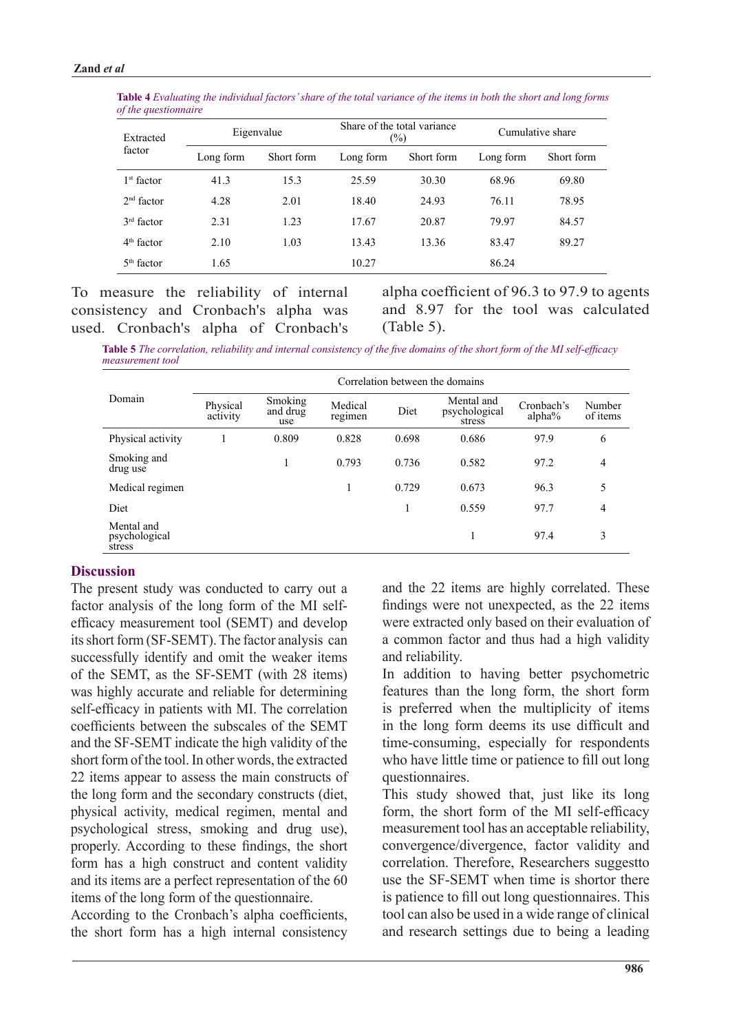**Table 4** *Evaluating the individual factors' share of the total variance of the items in both the short and long forms of the questionnaire*

| Extracted factor | Eigenvalue | | Share of the total variance (%) | | Cumulative share | |
|---|---|---|---|---|---|---|
| | Long form | Short form | Long form | Short form | Long form | Short form |
| 1st factor | 41.3 | 15.3 | 25.59 | 30.30 | 68.96 | 69.80 |
| 2nd factor | 4.28 | 2.01 | 18.40 | 24.93 | 76.11 | 78.95 |
| 3rd factor | 2.31 | 1.23 | 17.67 | 20.87 | 79.97 | 84.57 |
| 4th factor | 2.10 | 1.03 | 13.43 | 13.36 | 83.47 | 89.27 |
| 5th factor | 1.65 | | 10.27 | | 86.24 | |

To measure the reliability of internal consistency and Cronbach's alpha was used. Cronbach's alpha of Cronbach's alpha coefficient of 96.3 to 97.9 to agents and 8.97 for the tool was calculated (Table 5).

**Table 5** *The correlation, reliability and internal consistency of the five domains of the short form of the MI self-efficacy measurement tool*

| Domain | Correlation between the domains | | | | | | |
|---|---|---|---|---|---|---|---|
| | Physical activity | Smoking and drug use | Medical regimen | Diet | Mental and psychological stress | Cronbach's alpha% | Number of items |
| Physical activity | 1 | 0.809 | 0.828 | 0.698 | 0.686 | 97.9 | 6 |
| Smoking and drug use | | 1 | 0.793 | 0.736 | 0.582 | 97.2 | 4 |
| Medical regimen | | | 1 | 0.729 | 0.673 | 96.3 | 5 |
| Diet | | | | 1 | 0.559 | 97.7 | 4 |
| Mental and psychological stress | | | | | 1 | 97.4 | 3 |

## Discussion

The present study was conducted to carry out a factor analysis of the long form of the MI self-efficacy measurement tool (SEMT) and develop its short form (SF-SEMT). The factor analysis can successfully identify and omit the weaker items of the SEMT, as the SF-SEMT (with 28 items) was highly accurate and reliable for determining self-efficacy in patients with MI. The correlation coefficients between the subscales of the SEMT and the SF-SEMT indicate the high validity of the short form of the tool. In other words, the extracted 22 items appear to assess the main constructs of the long form and the secondary constructs (diet, physical activity, medical regimen, mental and psychological stress, smoking and drug use), properly. According to these findings, the short form has a high construct and content validity and its items are a perfect representation of the 60 items of the long form of the questionnaire.

According to the Cronbach's alpha coefficients, the short form has a high internal consistency and the 22 items are highly correlated. These findings were not unexpected, as the 22 items were extracted only based on their evaluation of a common factor and thus had a high validity and reliability.

In addition to having better psychometric features than the long form, the short form is preferred when the multiplicity of items in the long form deems its use difficult and time-consuming, especially for respondents who have little time or patience to fill out long questionnaires.

This study showed that, just like its long form, the short form of the MI self-efficacy measurement tool has an acceptable reliability, convergence/divergence, factor validity and correlation. Therefore, Researchers suggestto use the SF-SEMT when time is shortor there is patience to fill out long questionnaires. This tool can also be used in a wide range of clinical and research settings due to being a leading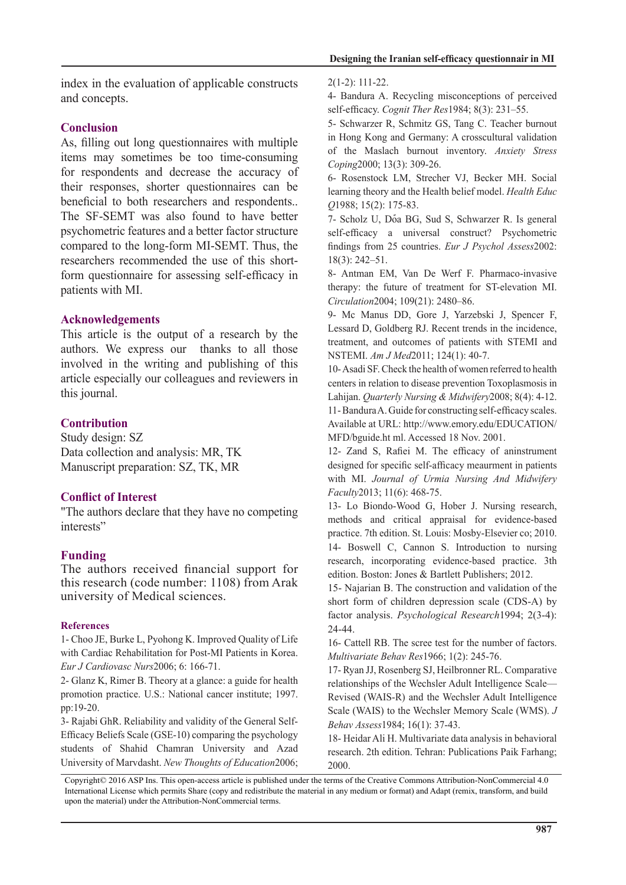index in the evaluation of applicable constructs and concepts.

## Conclusion

As, filling out long questionnaires with multiple items may sometimes be too time-consuming for respondents and decrease the accuracy of their responses, shorter questionnaires can be beneficial to both researchers and respondents.. The SF-SEMT was also found to better psychometric features and a better factor structure compared to the long-form MI-SEMT. Thus, the researchers recommended the use of this short-form questionnaire for assessing self-efficacy in patients with MI.

## Acknowledgements

This article is the output of a research by the authors. We express our thanks to all those involved in the writing and publishing of this article especially our colleagues and reviewers in this journal.

## Contribution

Study design: SZ
Data collection and analysis: MR, TK
Manuscript preparation: SZ, TK, MR

## Conflict of Interest

"The authors declare that they have no competing interests"

## Funding

The authors received financial support for this research (code number: 1108) from Arak university of Medical sciences.

## References

1- Choo JE, Burke L, Pyohong K. Improved Quality of Life with Cardiac Rehabilitation for Post-MI Patients in Korea. *Eur J Cardiovasc Nurs*2006; 6: 166-71.

2- Glanz K, Rimer B. Theory at a glance: a guide for health promotion practice. U.S.: National cancer institute; 1997. pp:19-20.

3- Rajabi GhR. Reliability and validity of the General Self-Efficacy Beliefs Scale (GSE-10) comparing the psychology students of Shahid Chamran University and Azad University of Marvdasht. *New Thoughts of Education*2006; 2(1-2): 111-22.

4- Bandura A. Recycling misconceptions of perceived self-efficacy. *Cognit Ther Res*1984; 8(3): 231–55.

5- Schwarzer R, Schmitz GS, Tang C. Teacher burnout in Hong Kong and Germany: A crosscultural validation of the Maslach burnout inventory. *Anxiety Stress Coping*2000; 13(3): 309-26.

6- Rosenstock LM, Strecher VJ, Becker MH. Social learning theory and the Health belief model. *Health Educ Q*1988; 15(2): 175-83.

7- Scholz U, Dőa BG, Sud S, Schwarzer R. Is general self-efficacy a universal construct? Psychometric findings from 25 countries. *Eur J Psychol Assess*2002: 18(3): 242–51.

8- Antman EM, Van De Werf F. Pharmaco-invasive therapy: the future of treatment for ST-elevation MI. *Circulation*2004; 109(21): 2480–86.

9- Mc Manus DD, Gore J, Yarzebski J, Spencer F, Lessard D, Goldberg RJ. Recent trends in the incidence, treatment, and outcomes of patients with STEMI and NSTEMI. *Am J Med*2011; 124(1): 40-7.

10- Asadi SF. Check the health of women referred to health centers in relation to disease prevention Toxoplasmosis in Lahijan. *Quarterly Nursing & Midwifery*2008; 8(4): 4-12.

11- Bandura A. Guide for constructing self-efficacy scales. Available at URL: http://www.emory.edu/EDUCATION/MFD/bguide.ht ml. Accessed 18 Nov. 2001.

12- Zand S, Rafiei M. The efficacy of aninstrument designed for specific self-afficacy meaurment in patients with MI. *Journal of Urmia Nursing And Midwifery Faculty*2013; 11(6): 468-75.

13- Lo Biondo-Wood G, Hober J. Nursing research, methods and critical appraisal for evidence-based practice. 7th edition. St. Louis: Mosby-Elsevier co; 2010.

14- Boswell C, Cannon S. Introduction to nursing research, incorporating evidence-based practice. 3th edition. Boston: Jones & Bartlett Publishers; 2012.

15- Najarian B. The construction and validation of the short form of children depression scale (CDS-A) by factor analysis. *Psychological Research*1994; 2(3-4): 24-44.

16- Cattell RB. The scree test for the number of factors. *Multivariate Behav Res*1966; 1(2): 245-76.

17- Ryan JJ, Rosenberg SJ, Heilbronner RL. Comparative relationships of the Wechsler Adult Intelligence Scale—Revised (WAIS-R) and the Wechsler Adult Intelligence Scale (WAIS) to the Wechsler Memory Scale (WMS). *J Behav Assess*1984; 16(1): 37-43.

18- Heidar Ali H. Multivariate data analysis in behavioral research. 2th edition. Tehran: Publications Paik Farhang; 2000.

Copyright© 2016 ASP Ins. This open-access article is published under the terms of the Creative Commons Attribution-NonCommercial 4.0 International License which permits Share (copy and redistribute the material in any medium or format) and Adapt (remix, transform, and build upon the material) under the Attribution-NonCommercial terms.